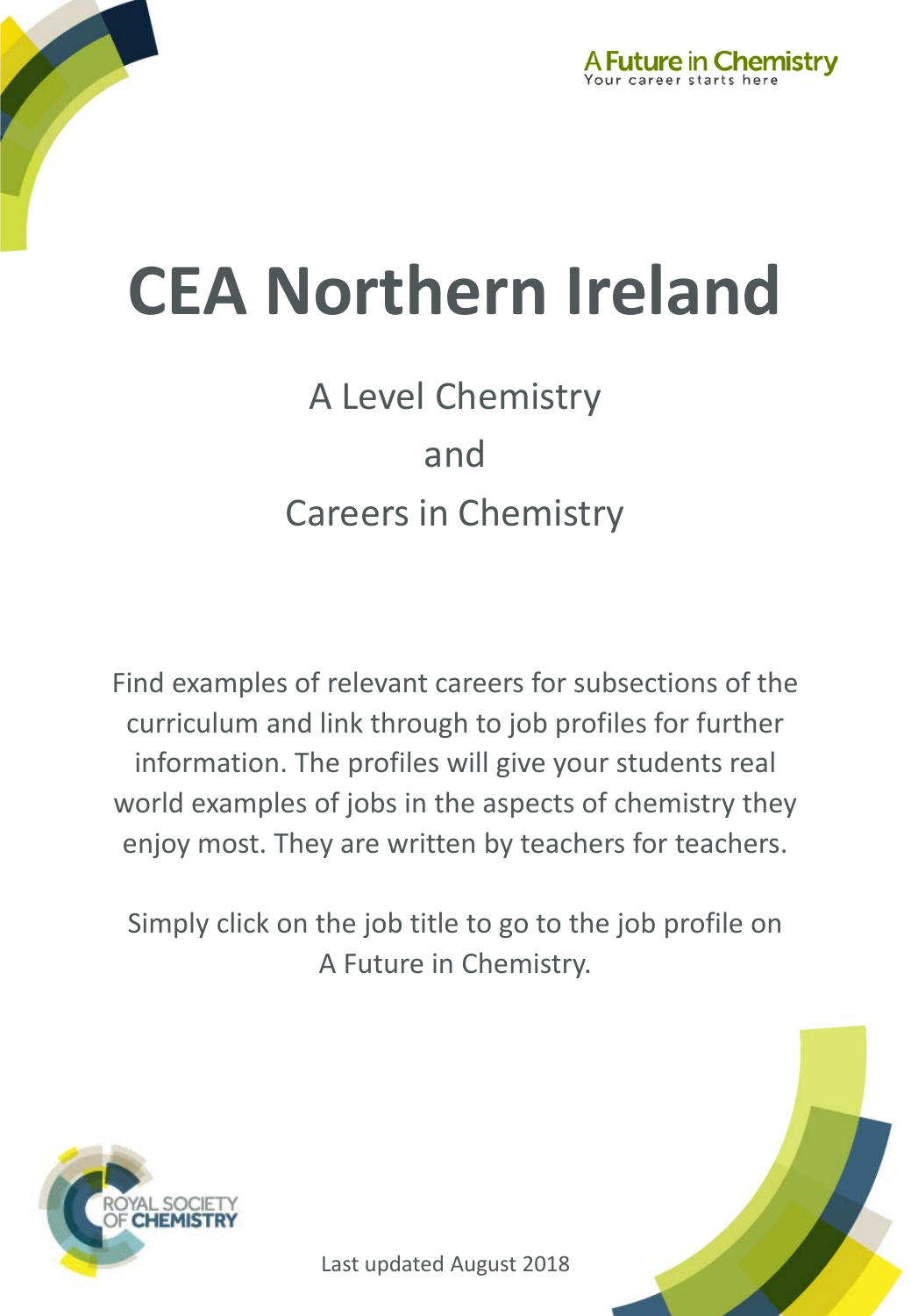A Future in Chemistry
Your career starts here

# CEA Northern Ireland

## A Level Chemistry
## and
## Careers in Chemistry

Find examples of relevant careers for subsections of the curriculum and link through to job profiles for further information. The profiles will give your students real world examples of jobs in the aspects of chemistry they enjoy most. They are written by teachers for teachers.

Simply click on the job title to go to the job profile on A Future in Chemistry.

ROYAL SOCIETY OF CHEMISTRY

Last updated August 2018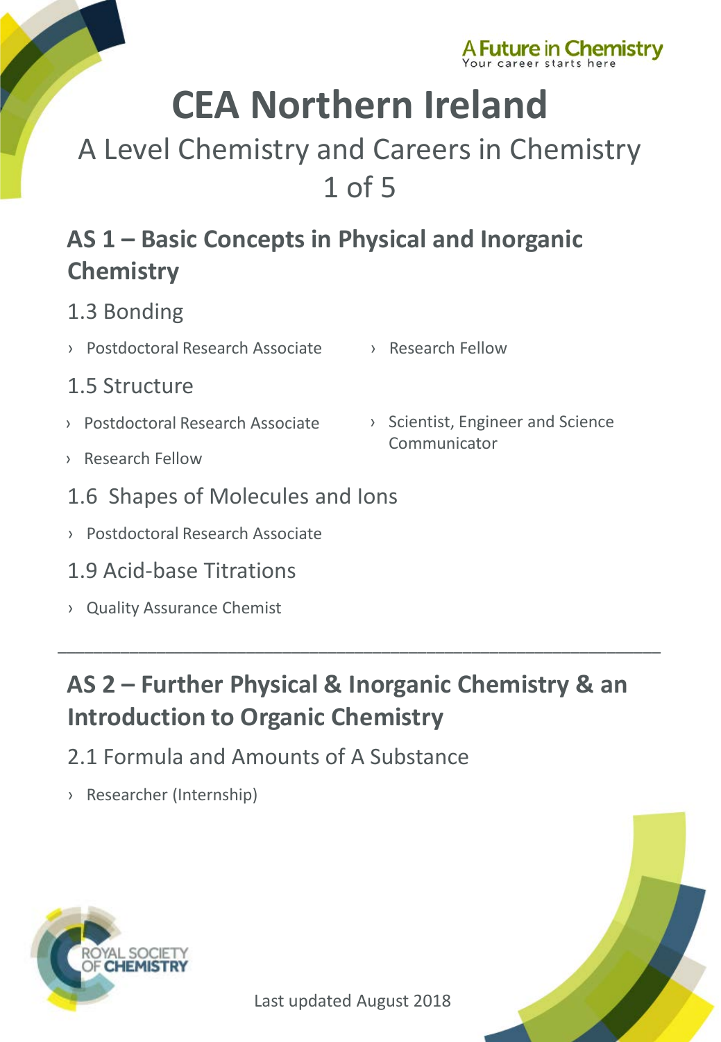A Future in Chemistry
Your career starts here

# CEA Northern Ireland

A Level Chemistry and Careers in Chemistry

1 of 5

## AS 1 – Basic Concepts in Physical and Inorganic Chemistry

### 1.3 Bonding

- Postdoctoral Research Associate
- Research Fellow

### 1.5 Structure

- Postdoctoral Research Associate
- Research Fellow
- Scientist, Engineer and Science Communicator

### 1.6 Shapes of Molecules and Ions

- Postdoctoral Research Associate

### 1.9 Acid-base Titrations

- Quality Assurance Chemist

---

## AS 2 – Further Physical & Inorganic Chemistry & an Introduction to Organic Chemistry

### 2.1 Formula and Amounts of A Substance

- Researcher (Internship)

ROYAL SOCIETY OF CHEMISTRY

Last updated August 2018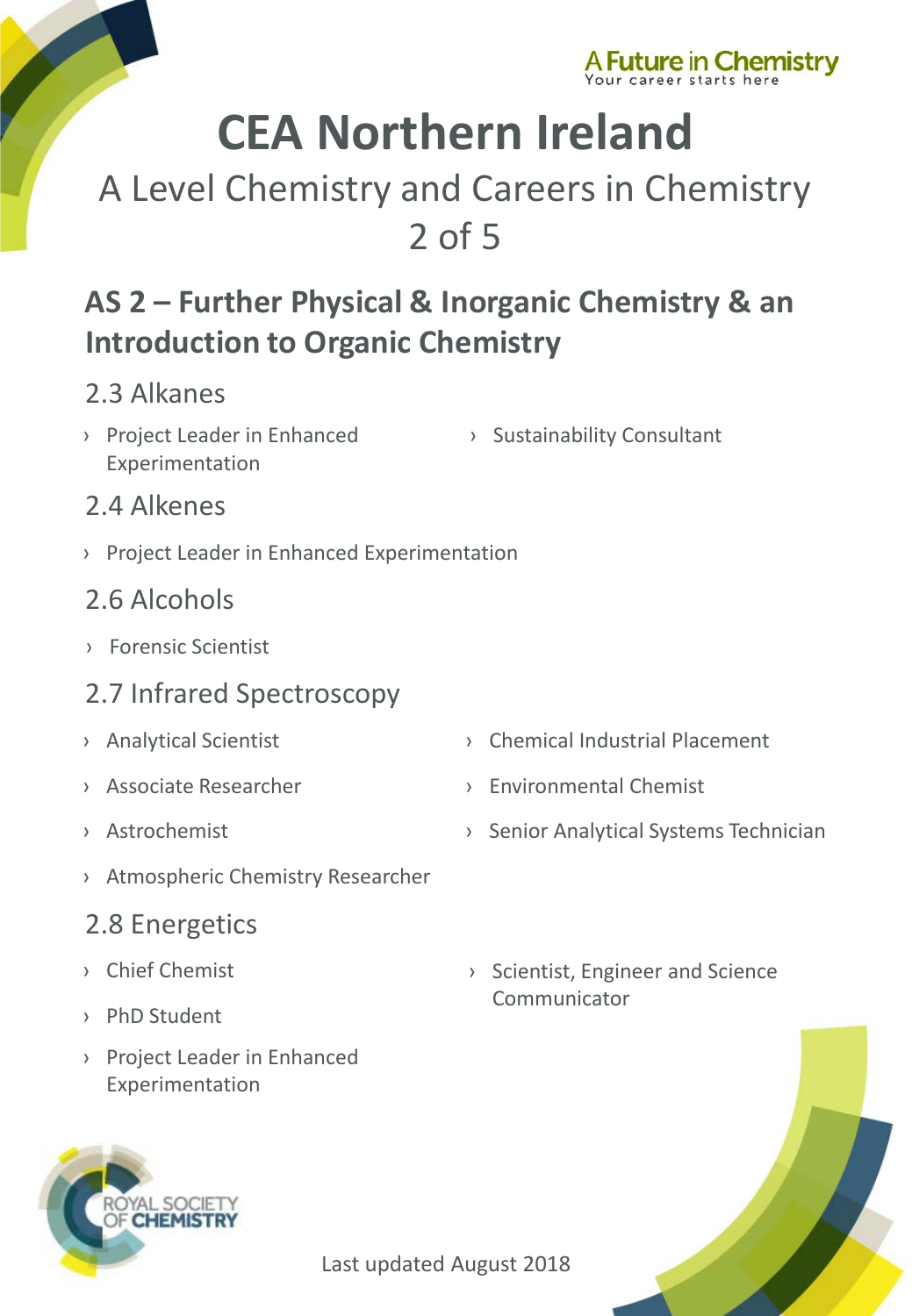# CEA Northern Ireland

## A Level Chemistry and Careers in Chemistry

## 2 of 5

## AS 2 – Further Physical & Inorganic Chemistry & an Introduction to Organic Chemistry

### 2.3 Alkanes

- Project Leader in Enhanced Experimentation
- Sustainability Consultant

### 2.4 Alkenes

- Project Leader in Enhanced Experimentation

### 2.6 Alcohols

- Forensic Scientist

### 2.7 Infrared Spectroscopy

- Analytical Scientist
- Associate Researcher
- Astrochemist
- Atmospheric Chemistry Researcher
- Chemical Industrial Placement
- Environmental Chemist
- Senior Analytical Systems Technician

### 2.8 Energetics

- Chief Chemist
- PhD Student
- Project Leader in Enhanced Experimentation
- Scientist, Engineer and Science Communicator

Last updated August 2018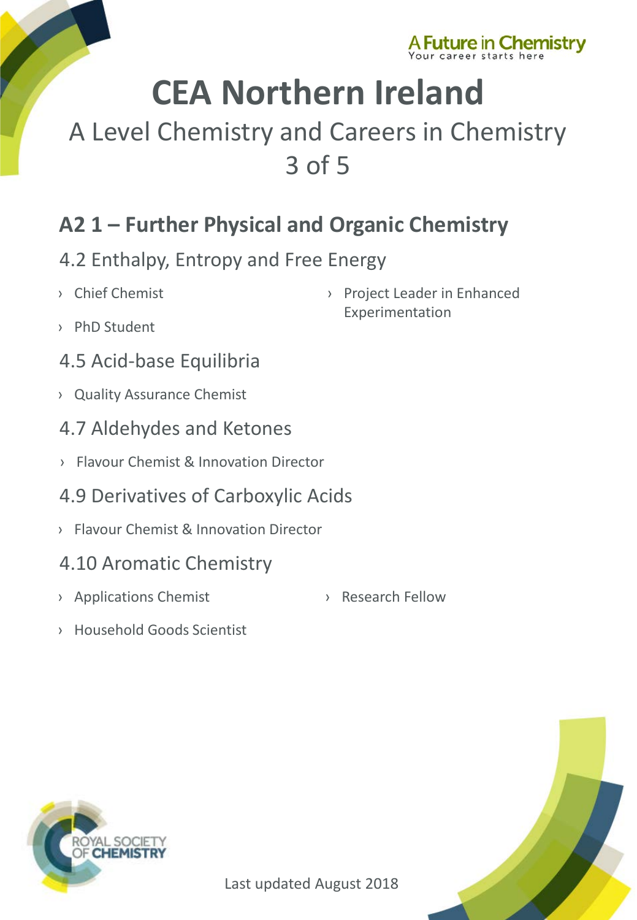# CEA Northern Ireland

## A Level Chemistry and Careers in Chemistry 3 of 5

## A2 1 – Further Physical and Organic Chemistry

### 4.2 Enthalpy, Entropy and Free Energy

- Chief Chemist
- PhD Student
- Project Leader in Enhanced Experimentation

### 4.5 Acid-base Equilibria

- Quality Assurance Chemist

### 4.7 Aldehydes and Ketones

- Flavour Chemist & Innovation Director

### 4.9 Derivatives of Carboxylic Acids

- Flavour Chemist & Innovation Director

### 4.10 Aromatic Chemistry

- Applications Chemist
- Household Goods Scientist
- Research Fellow

Last updated August 2018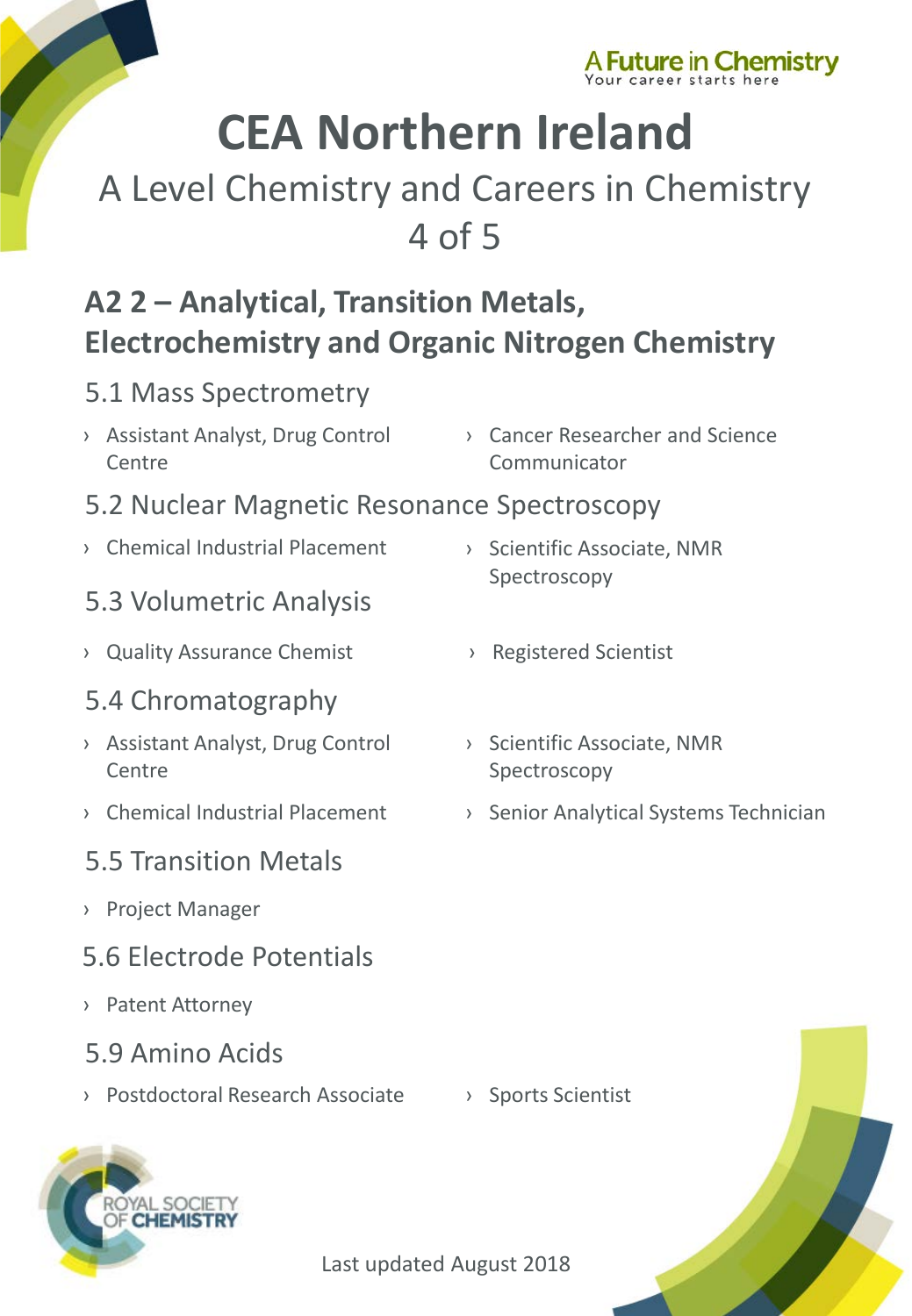A Future in Chemistry
Your career starts here

# CEA Northern Ireland

## A Level Chemistry and Careers in Chemistry 4 of 5

## A2 2 – Analytical, Transition Metals, Electrochemistry and Organic Nitrogen Chemistry

### 5.1 Mass Spectrometry

- Assistant Analyst, Drug Control Centre
- Cancer Researcher and Science Communicator

### 5.2 Nuclear Magnetic Resonance Spectroscopy

- Chemical Industrial Placement
- Scientific Associate, NMR Spectroscopy

### 5.3 Volumetric Analysis

- Quality Assurance Chemist
- Registered Scientist

### 5.4 Chromatography

- Assistant Analyst, Drug Control Centre
- Scientific Associate, NMR Spectroscopy
- Chemical Industrial Placement
- Senior Analytical Systems Technician

### 5.5 Transition Metals

- Project Manager

### 5.6 Electrode Potentials

- Patent Attorney

### 5.9 Amino Acids

- Postdoctoral Research Associate
- Sports Scientist

ROYAL SOCIETY OF CHEMISTRY

Last updated August 2018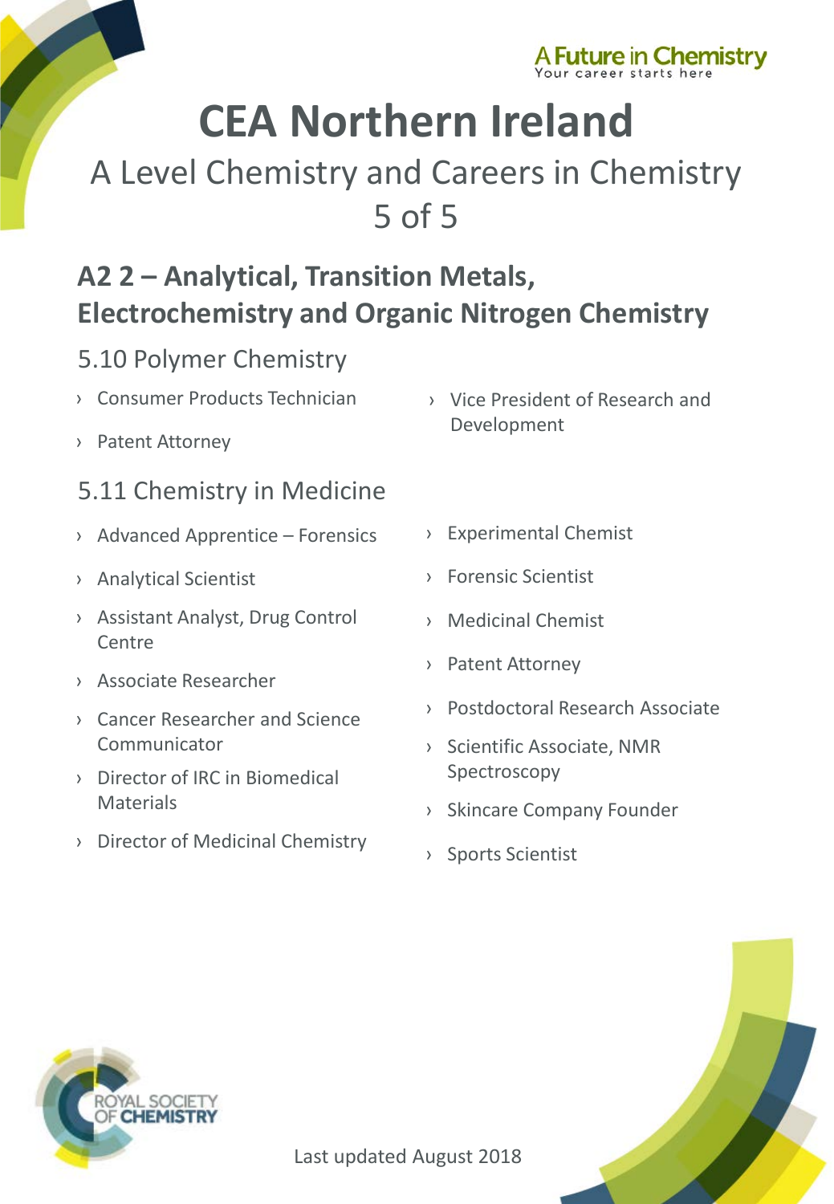# CEA Northern Ireland

## A Level Chemistry and Careers in Chemistry

### A2 2 – Analytical, Transition Metals, Electrochemistry and Organic Nitrogen Chemistry

#### 5.10 Polymer Chemistry

- Consumer Products Technician
- Patent Attorney
- Vice President of Research and Development

#### 5.11 Chemistry in Medicine

- Advanced Apprentice – Forensics
- Analytical Scientist
- Assistant Analyst, Drug Control Centre
- Associate Researcher
- Cancer Researcher and Science Communicator
- Director of IRC in Biomedical Materials
- Director of Medicinal Chemistry
- Experimental Chemist
- Forensic Scientist
- Medicinal Chemist
- Patent Attorney
- Postdoctoral Research Associate
- Scientific Associate, NMR Spectroscopy
- Skincare Company Founder
- Sports Scientist

Last updated August 2018